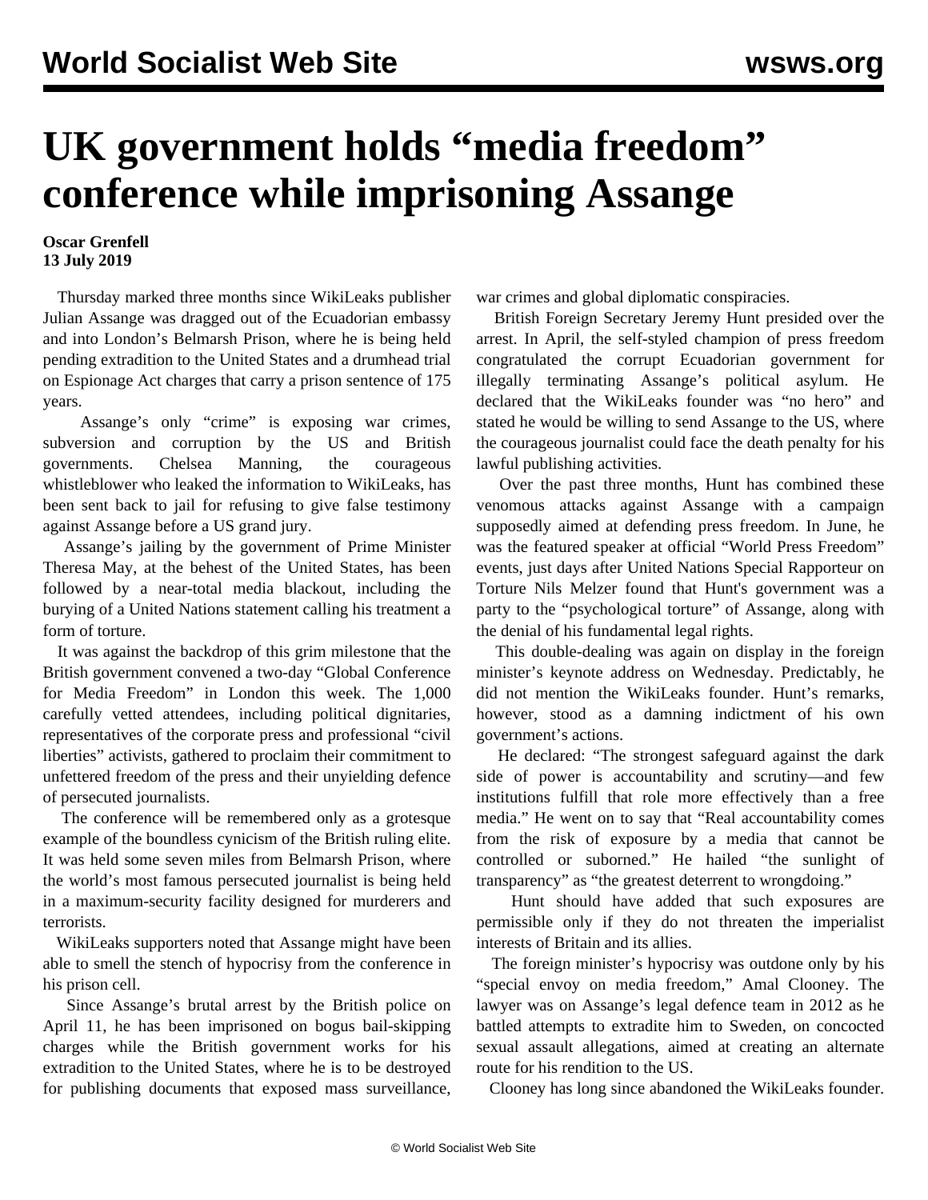# UK government holds "media freedom" conference while imprisoning Assange

**Oscar Grenfell**
**13 July 2019**

Thursday marked three months since WikiLeaks publisher Julian Assange was dragged out of the Ecuadorian embassy and into London's Belmarsh Prison, where he is being held pending extradition to the United States and a drumhead trial on Espionage Act charges that carry a prison sentence of 175 years.

Assange's only "crime" is exposing war crimes, subversion and corruption by the US and British governments. Chelsea Manning, the courageous whistleblower who leaked the information to WikiLeaks, has been sent back to jail for refusing to give false testimony against Assange before a US grand jury.

Assange's jailing by the government of Prime Minister Theresa May, at the behest of the United States, has been followed by a near-total media blackout, including the burying of a United Nations statement calling his treatment a form of torture.

It was against the backdrop of this grim milestone that the British government convened a two-day "Global Conference for Media Freedom" in London this week. The 1,000 carefully vetted attendees, including political dignitaries, representatives of the corporate press and professional "civil liberties" activists, gathered to proclaim their commitment to unfettered freedom of the press and their unyielding defence of persecuted journalists.

The conference will be remembered only as a grotesque example of the boundless cynicism of the British ruling elite. It was held some seven miles from Belmarsh Prison, where the world's most famous persecuted journalist is being held in a maximum-security facility designed for murderers and terrorists.

WikiLeaks supporters noted that Assange might have been able to smell the stench of hypocrisy from the conference in his prison cell.

Since Assange's brutal arrest by the British police on April 11, he has been imprisoned on bogus bail-skipping charges while the British government works for his extradition to the United States, where he is to be destroyed for publishing documents that exposed mass surveillance, war crimes and global diplomatic conspiracies.

British Foreign Secretary Jeremy Hunt presided over the arrest. In April, the self-styled champion of press freedom congratulated the corrupt Ecuadorian government for illegally terminating Assange's political asylum. He declared that the WikiLeaks founder was "no hero" and stated he would be willing to send Assange to the US, where the courageous journalist could face the death penalty for his lawful publishing activities.

Over the past three months, Hunt has combined these venomous attacks against Assange with a campaign supposedly aimed at defending press freedom. In June, he was the featured speaker at official "World Press Freedom" events, just days after United Nations Special Rapporteur on Torture Nils Melzer found that Hunt's government was a party to the "psychological torture" of Assange, along with the denial of his fundamental legal rights.

This double-dealing was again on display in the foreign minister's keynote address on Wednesday. Predictably, he did not mention the WikiLeaks founder. Hunt's remarks, however, stood as a damning indictment of his own government's actions.

He declared: "The strongest safeguard against the dark side of power is accountability and scrutiny—and few institutions fulfill that role more effectively than a free media." He went on to say that "Real accountability comes from the risk of exposure by a media that cannot be controlled or suborned." He hailed "the sunlight of transparency" as "the greatest deterrent to wrongdoing."

Hunt should have added that such exposures are permissible only if they do not threaten the imperialist interests of Britain and its allies.

The foreign minister's hypocrisy was outdone only by his "special envoy on media freedom," Amal Clooney. The lawyer was on Assange's legal defence team in 2012 as he battled attempts to extradite him to Sweden, on concocted sexual assault allegations, aimed at creating an alternate route for his rendition to the US.

Clooney has long since abandoned the WikiLeaks founder.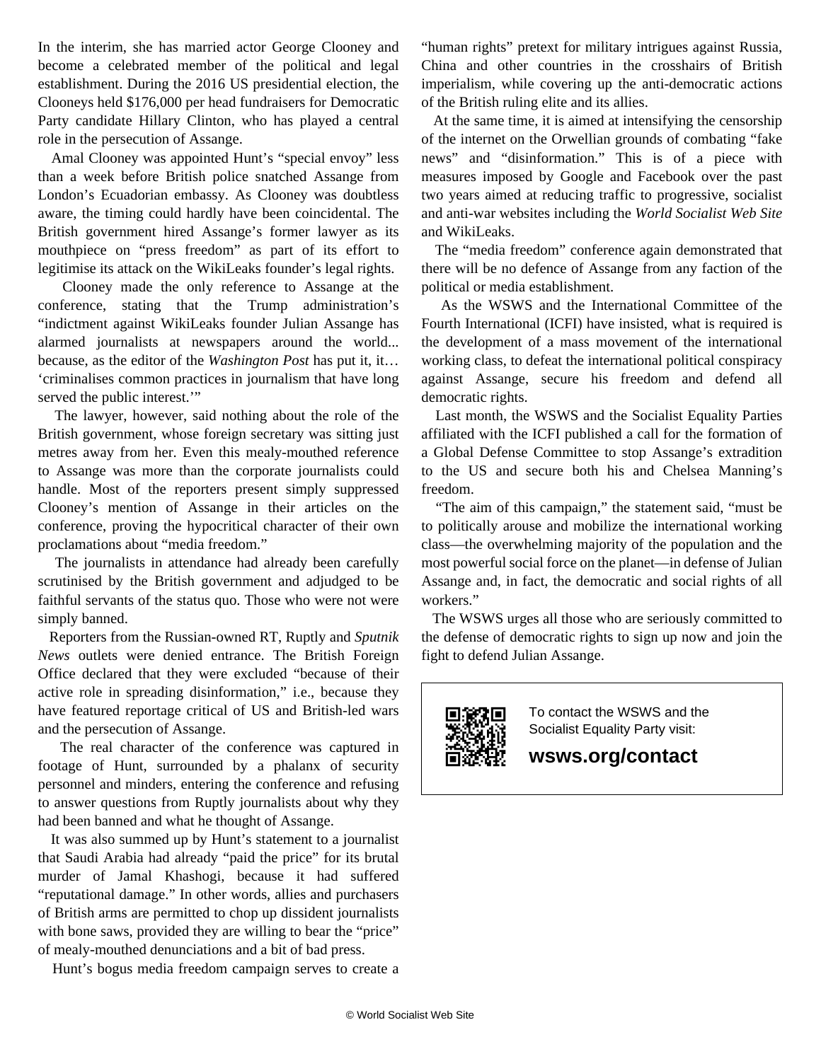In the interim, she has married actor George Clooney and become a celebrated member of the political and legal establishment. During the 2016 US presidential election, the Clooneys held $176,000 per head fundraisers for Democratic Party candidate Hillary Clinton, who has played a central role in the persecution of Assange.

Amal Clooney was appointed Hunt's "special envoy" less than a week before British police snatched Assange from London's Ecuadorian embassy. As Clooney was doubtless aware, the timing could hardly have been coincidental. The British government hired Assange's former lawyer as its mouthpiece on "press freedom" as part of its effort to legitimise its attack on the WikiLeaks founder's legal rights.

Clooney made the only reference to Assange at the conference, stating that the Trump administration's "indictment against WikiLeaks founder Julian Assange has alarmed journalists at newspapers around the world... because, as the editor of the *Washington Post* has put it, it… 'criminalises common practices in journalism that have long served the public interest.'"

The lawyer, however, said nothing about the role of the British government, whose foreign secretary was sitting just metres away from her. Even this mealy-mouthed reference to Assange was more than the corporate journalists could handle. Most of the reporters present simply suppressed Clooney's mention of Assange in their articles on the conference, proving the hypocritical character of their own proclamations about "media freedom."

The journalists in attendance had already been carefully scrutinised by the British government and adjudged to be faithful servants of the status quo. Those who were not were simply banned.

Reporters from the Russian-owned RT, Ruptly and *Sputnik News* outlets were denied entrance. The British Foreign Office declared that they were excluded "because of their active role in spreading disinformation," i.e., because they have featured reportage critical of US and British-led wars and the persecution of Assange.

The real character of the conference was captured in footage of Hunt, surrounded by a phalanx of security personnel and minders, entering the conference and refusing to answer questions from Ruptly journalists about why they had been banned and what he thought of Assange.

It was also summed up by Hunt's statement to a journalist that Saudi Arabia had already "paid the price" for its brutal murder of Jamal Khashogi, because it had suffered "reputational damage." In other words, allies and purchasers of British arms are permitted to chop up dissident journalists with bone saws, provided they are willing to bear the "price" of mealy-mouthed denunciations and a bit of bad press.

Hunt's bogus media freedom campaign serves to create a "human rights" pretext for military intrigues against Russia, China and other countries in the crosshairs of British imperialism, while covering up the anti-democratic actions of the British ruling elite and its allies.

At the same time, it is aimed at intensifying the censorship of the internet on the Orwellian grounds of combating "fake news" and "disinformation." This is of a piece with measures imposed by Google and Facebook over the past two years aimed at reducing traffic to progressive, socialist and anti-war websites including the *World Socialist Web Site* and WikiLeaks.

The "media freedom" conference again demonstrated that there will be no defence of Assange from any faction of the political or media establishment.

As the WSWS and the International Committee of the Fourth International (ICFI) have insisted, what is required is the development of a mass movement of the international working class, to defeat the international political conspiracy against Assange, secure his freedom and defend all democratic rights.

Last month, the WSWS and the Socialist Equality Parties affiliated with the ICFI published a call for the formation of a Global Defense Committee to stop Assange's extradition to the US and secure both his and Chelsea Manning's freedom.

"The aim of this campaign," the statement said, "must be to politically arouse and mobilize the international working class—the overwhelming majority of the population and the most powerful social force on the planet—in defense of Julian Assange and, in fact, the democratic and social rights of all workers."

The WSWS urges all those who are seriously committed to the defense of democratic rights to sign up now and join the fight to defend Julian Assange.

To contact the WSWS and the Socialist Equality Party visit:

**wsws.org/contact**